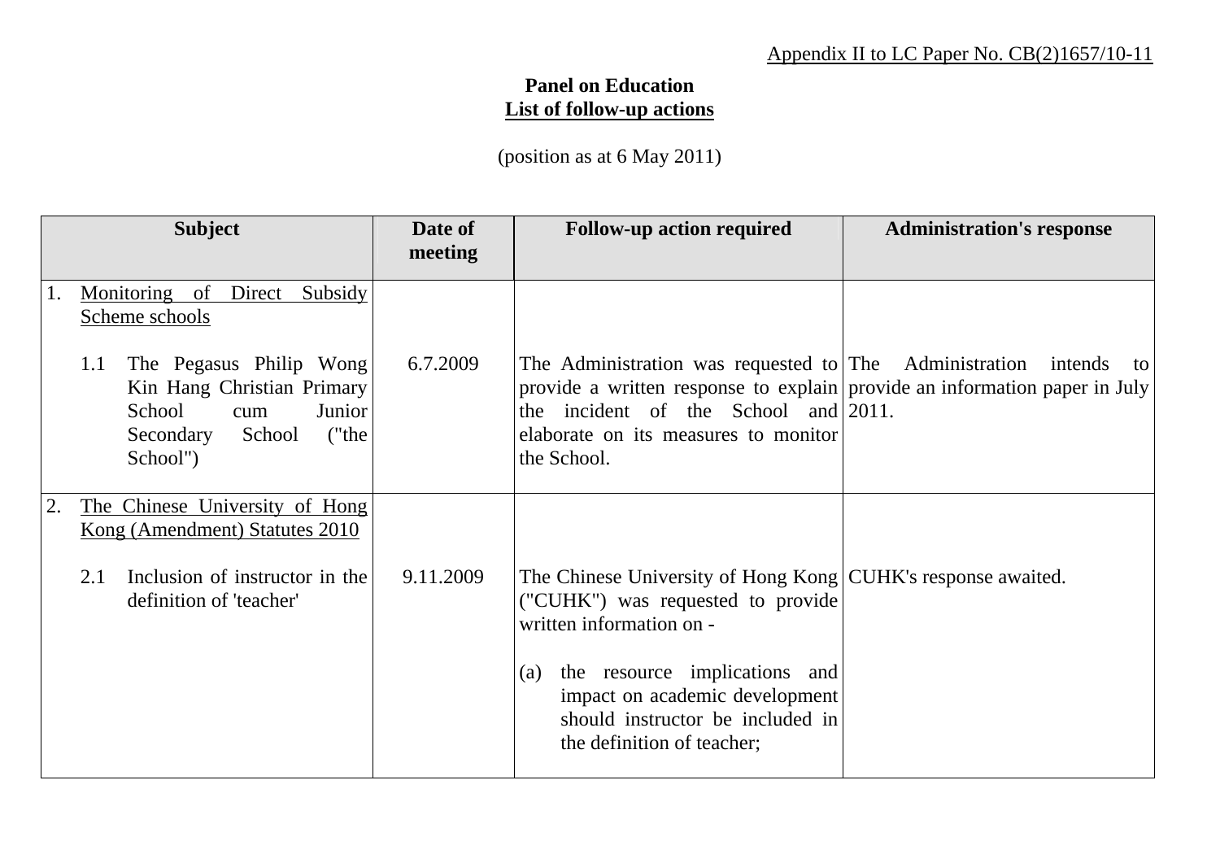Appendix II to LC Paper No. CB(2)1657/10-11

**Panel on Education**
**List of follow-up actions**

(position as at 6 May 2011)

| Subject | Date of meeting | Follow-up action required | Administration's response |
|---|---|---|---|
| 1. Monitoring of Direct Subsidy Scheme schools | | | |
| 1.1 The Pegasus Philip Wong Kin Hang Christian Primary School cum Junior Secondary School ("the School") | 6.7.2009 | The Administration was requested to provide a written response to explain the incident of the School and elaborate on its measures to monitor the School. | The Administration intends to provide an information paper in July 2011. |
| 2. The Chinese University of Hong Kong (Amendment) Statutes 2010 | | | |
| 2.1 Inclusion of instructor in the definition of 'teacher' | 9.11.2009 | The Chinese University of Hong Kong ("CUHK") was requested to provide written information on - (a) the resource implications and impact on academic development should instructor be included in the definition of teacher; | CUHK's response awaited. |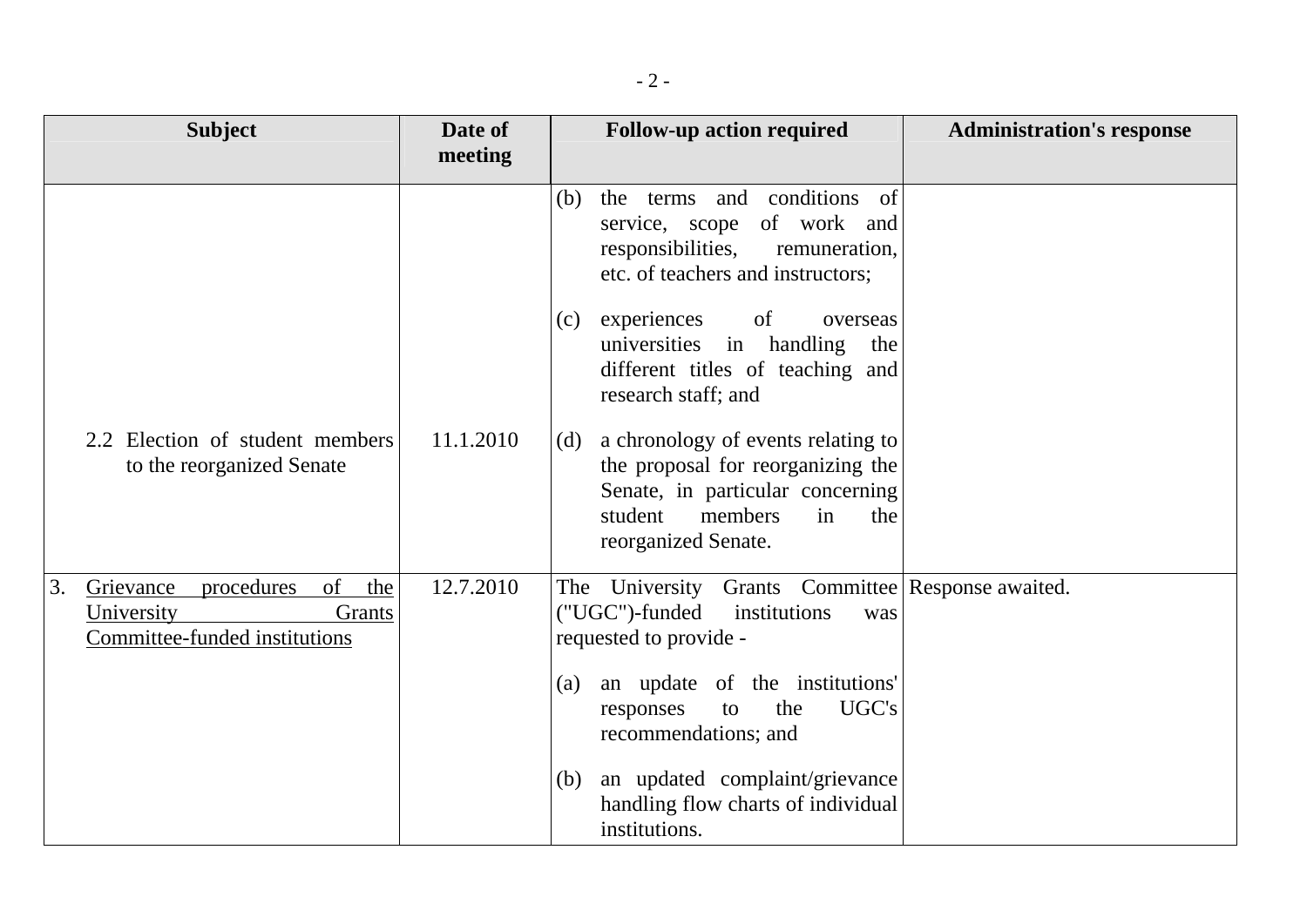| Subject | Date of meeting | Follow-up action required | Administration's response |
|---|---|---|---|
| 2.2 Election of student members to the reorganized Senate | 11.1.2010 | (b) the terms and conditions of service, scope of work and responsibilities, remuneration, etc. of teachers and instructors;<br><br>(c) experiences of overseas universities in handling the different titles of teaching and research staff; and<br><br>(d) a chronology of events relating to the proposal for reorganizing the Senate, in particular concerning student members in the reorganized Senate. | |
| 3. <u>Grievance procedures of the University Grants Committee-funded institutions</u> | 12.7.2010 | The University Grants Committee ("UGC")-funded institutions was requested to provide -<br><br>(a) an update of the institutions' responses to the UGC's recommendations; and<br><br>(b) an updated complaint/grievance handling flow charts of individual institutions. | Response awaited. |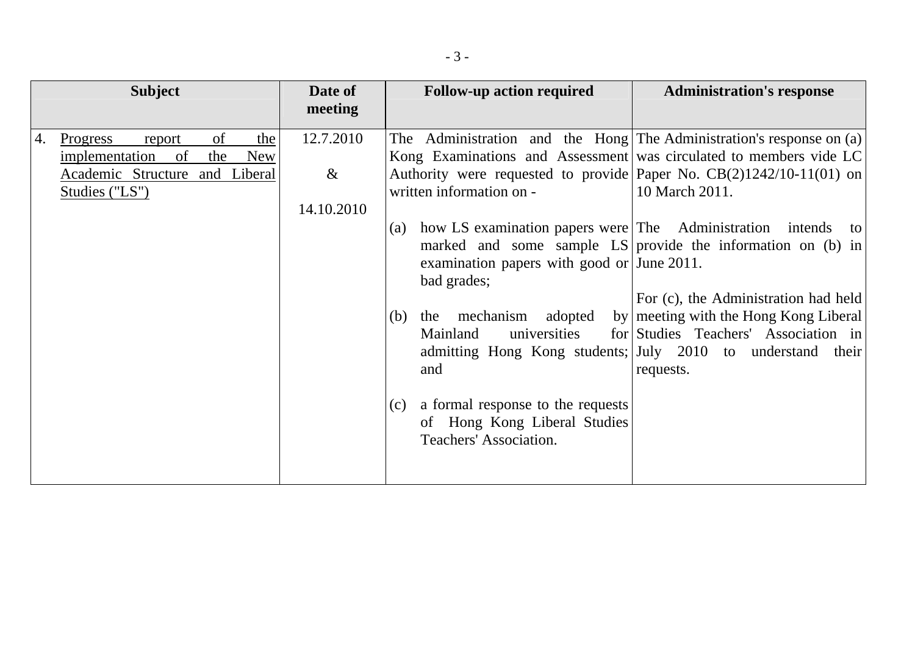| Subject | Date of meeting | Follow-up action required | Administration's response |
|---|---|---|---|
| 4. Progress report of the implementation of the New Academic Structure and Liberal Studies ("LS") | 12.7.2010<br><br>&<br><br>14.10.2010 | The Administration and the Hong Kong Examinations and Assessment Authority were requested to provide written information on -<br><br>(a) how LS examination papers were marked and some sample LS examination papers with good or bad grades;<br><br>(b) the mechanism adopted by Mainland universities for admitting Hong Kong students; and<br><br>(c) a formal response to the requests of Hong Kong Liberal Studies Teachers' Association. | The Administration's response on (a) was circulated to members vide LC Paper No. CB(2)1242/10-11(01) on 10 March 2011.<br><br>The Administration intends to provide the information on (b) in June 2011.<br><br>For (c), the Administration had held meeting with the Hong Kong Liberal Studies Teachers' Association in July 2010 to understand their requests. |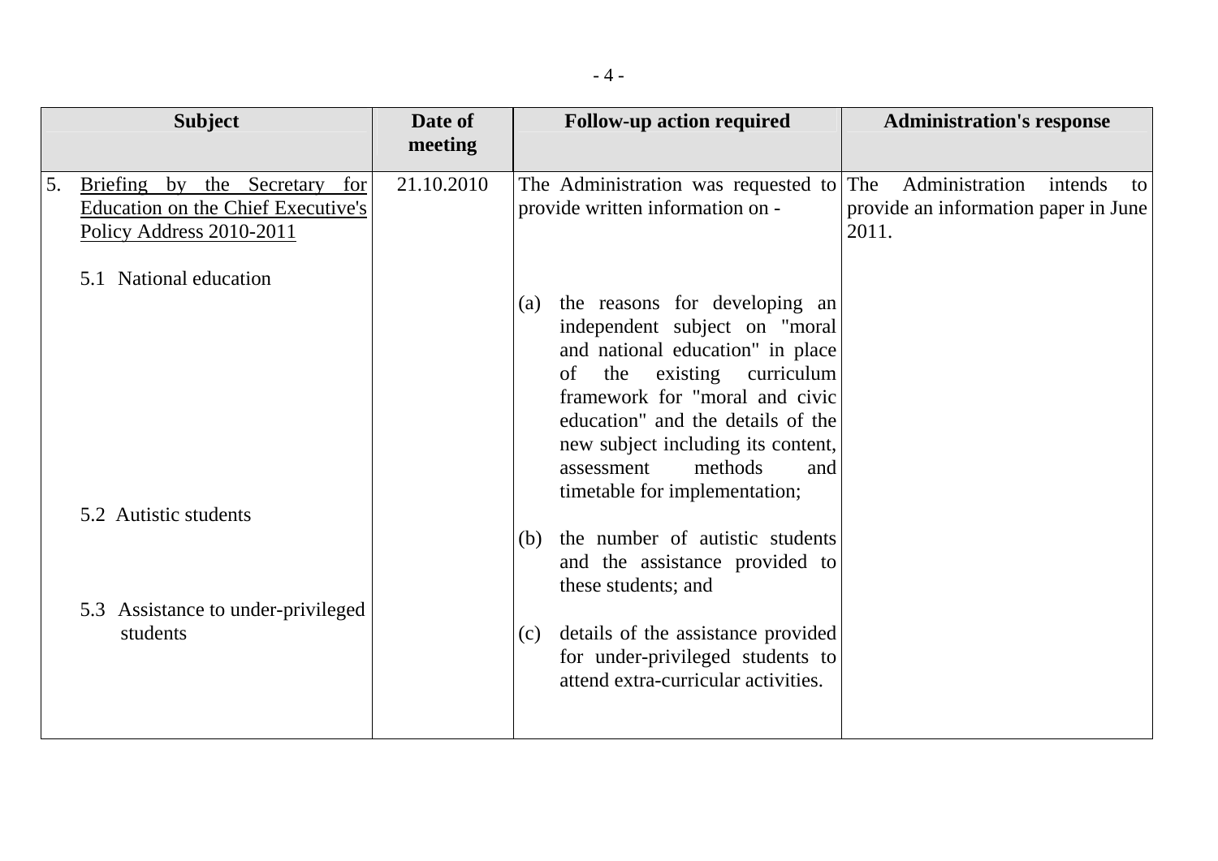| Subject | Date of meeting | Follow-up action required | Administration's response |
|---|---|---|---|
| 5. Briefing by the Secretary for Education on the Chief Executive's Policy Address 2010-2011 | 21.10.2010 | The Administration was requested to provide written information on - | The Administration intends to provide an information paper in June 2011. |
| 5.1 National education | | (a) the reasons for developing an independent subject on "moral and national education" in place of the existing curriculum framework for "moral and civic education" and the details of the new subject including its content, assessment methods and timetable for implementation; | |
| 5.2 Autistic students | | (b) the number of autistic students and the assistance provided to these students; and | |
| 5.3 Assistance to under-privileged students | | (c) details of the assistance provided for under-privileged students to attend extra-curricular activities. | |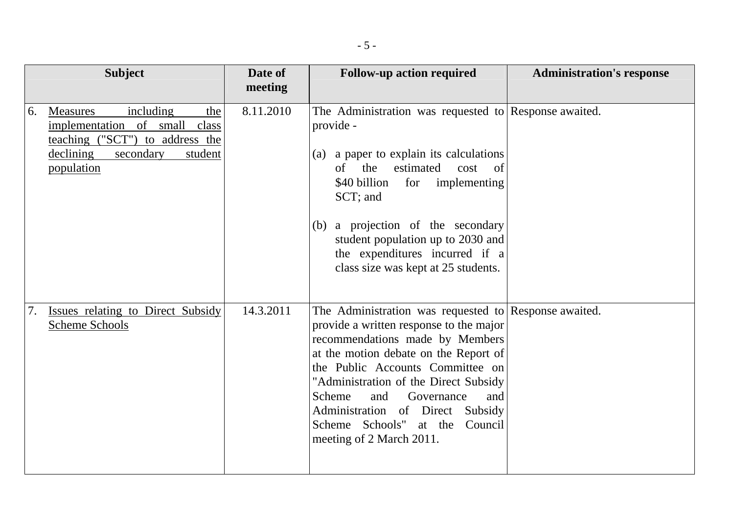| Subject | Date of meeting | Follow-up action required | Administration's response |
|---|---|---|---|
| 6. Measures including the implementation of small class teaching ("SCT") to address the declining secondary student population | 8.11.2010 | The Administration was requested to provide - <br><br>(a) a paper to explain its calculations of the estimated cost of $40 billion for implementing SCT; and <br><br>(b) a projection of the secondary student population up to 2030 and the expenditures incurred if a class size was kept at 25 students. | Response awaited. |
| 7. Issues relating to Direct Subsidy Scheme Schools | 14.3.2011 | The Administration was requested to provide a written response to the major recommendations made by Members at the motion debate on the Report of the Public Accounts Committee on "Administration of the Direct Subsidy Scheme and Governance and Administration of Direct Subsidy Scheme Schools" at the Council meeting of 2 March 2011. | Response awaited. |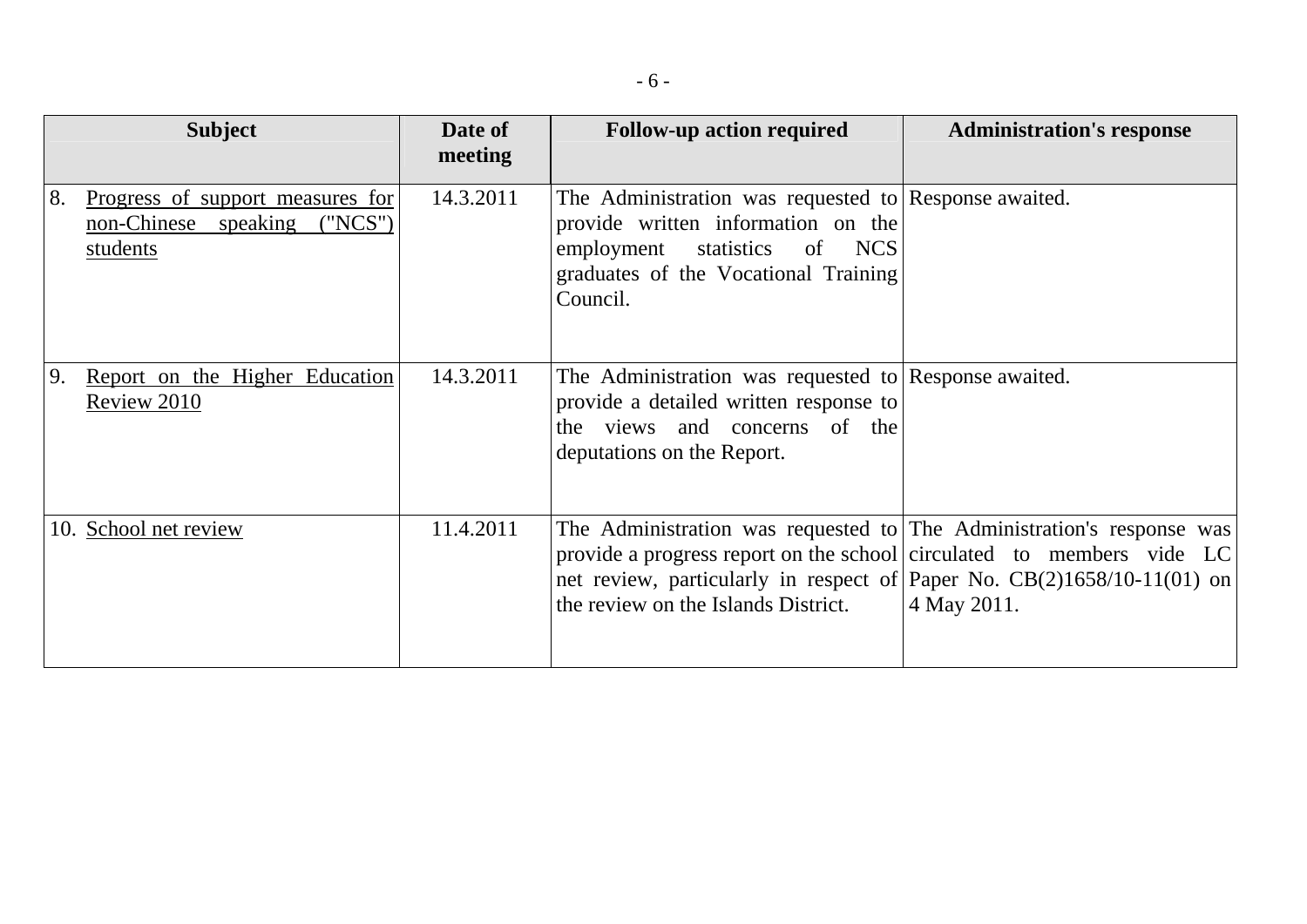| Subject | Date of meeting | Follow-up action required | Administration's response |
|---|---|---|---|
| 8. Progress of support measures for non-Chinese speaking ("NCS") students | 14.3.2011 | The Administration was requested to provide written information on the employment statistics of NCS graduates of the Vocational Training Council. | Response awaited. |
| 9. Report on the Higher Education Review 2010 | 14.3.2011 | The Administration was requested to provide a detailed written response to the views and concerns of the deputations on the Report. | Response awaited. |
| 10. School net review | 11.4.2011 | The Administration was requested to provide a progress report on the school net review, particularly in respect of the review on the Islands District. | The Administration's response was circulated to members vide LC Paper No. CB(2)1658/10-11(01) on 4 May 2011. |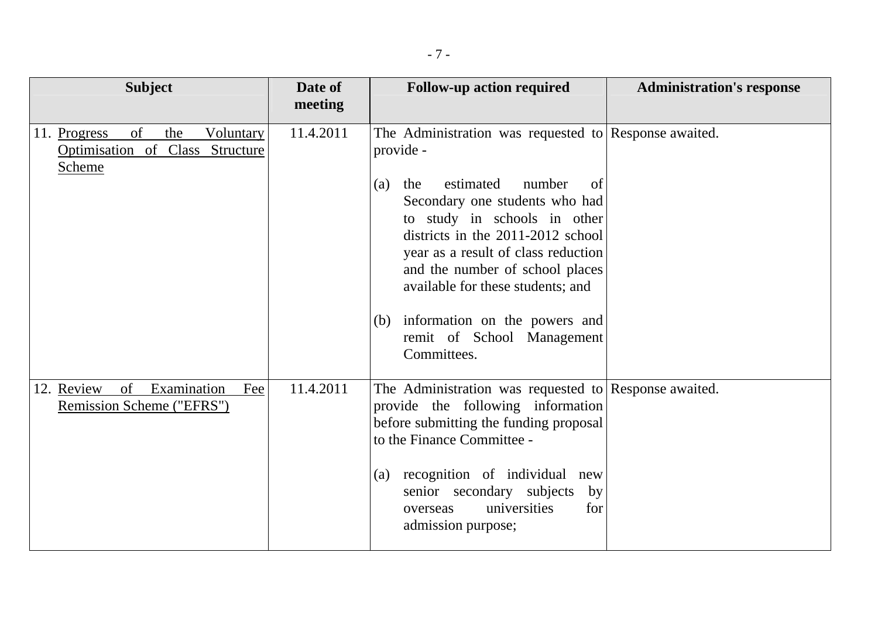| Subject | Date of meeting | Follow-up action required | Administration's response |
|---|---|---|---|
| 11. Progress of the Voluntary Optimisation of Class Structure Scheme | 11.4.2011 | The Administration was requested to provide -<br><br>(a) the estimated number of Secondary one students who had to study in schools in other districts in the 2011-2012 school year as a result of class reduction and the number of school places available for these students; and<br><br>(b) information on the powers and remit of School Management Committees. | Response awaited. |
| 12. Review of Examination Fee Remission Scheme ("EFRS") | 11.4.2011 | The Administration was requested to provide the following information before submitting the funding proposal to the Finance Committee -<br><br>(a) recognition of individual new senior secondary subjects by overseas universities for admission purpose; | Response awaited. |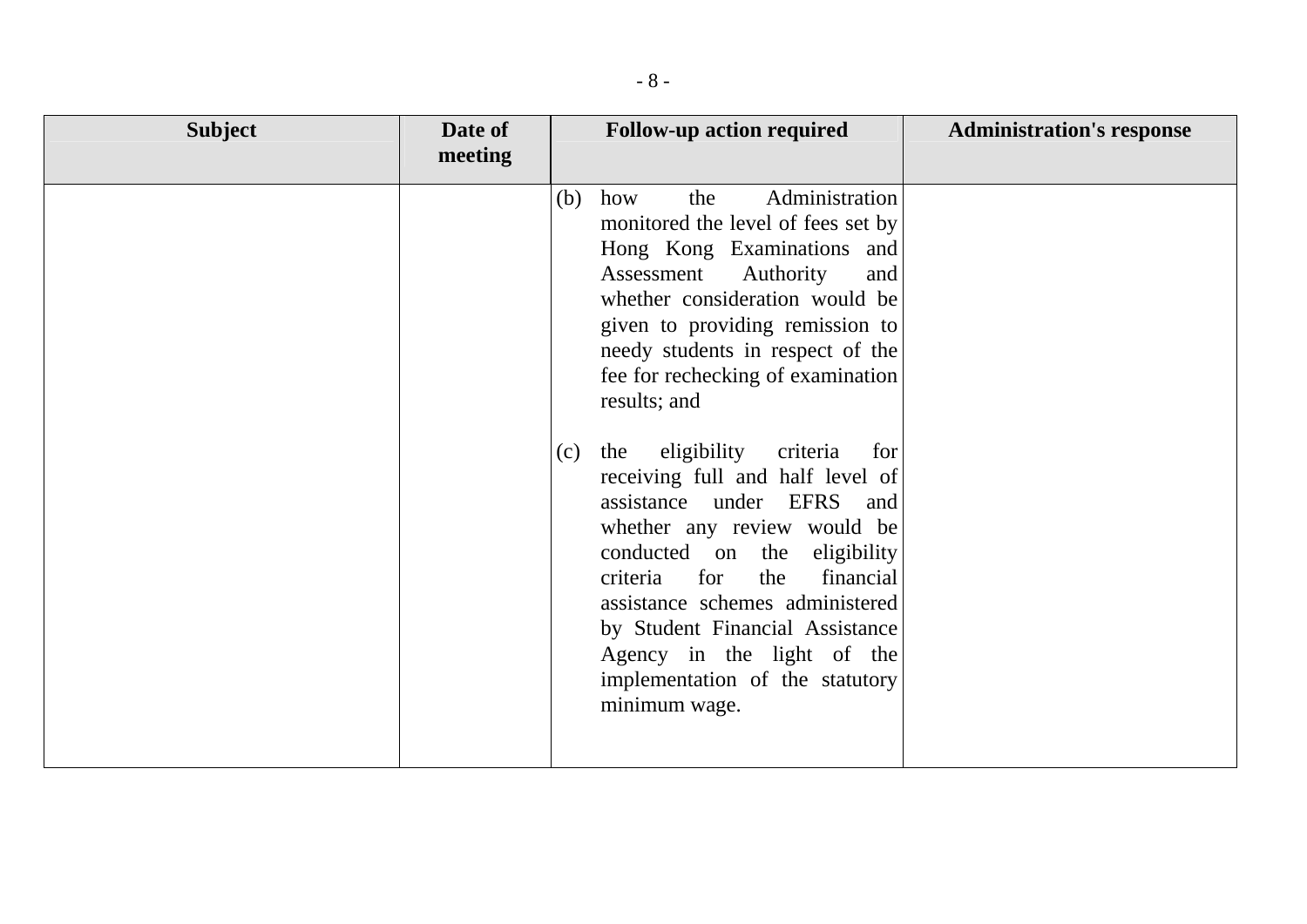| Subject | Date of meeting | Follow-up action required | Administration's response |
|---|---|---|---|
| | | (b) how the Administration monitored the level of fees set by Hong Kong Examinations and Assessment Authority and whether consideration would be given to providing remission to needy students in respect of the fee for rechecking of examination results; and<br><br>(c) the eligibility criteria for receiving full and half level of assistance under EFRS and whether any review would be conducted on the eligibility criteria for the financial assistance schemes administered by Student Financial Assistance Agency in the light of the implementation of the statutory minimum wage. | |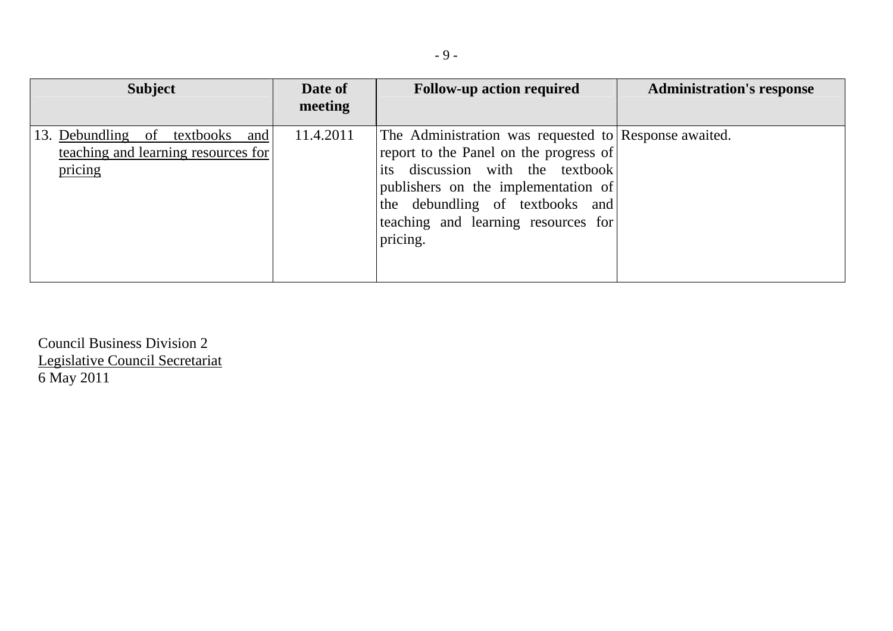| Subject | Date of meeting | Follow-up action required | Administration's response |
|---|---|---|---|
| 13. Debundling of textbooks and teaching and learning resources for pricing | 11.4.2011 | The Administration was requested to report to the Panel on the progress of its discussion with the textbook publishers on the implementation of the debundling of textbooks and teaching and learning resources for pricing. | Response awaited. |

Council Business Division 2
Legislative Council Secretariat
6 May 2011